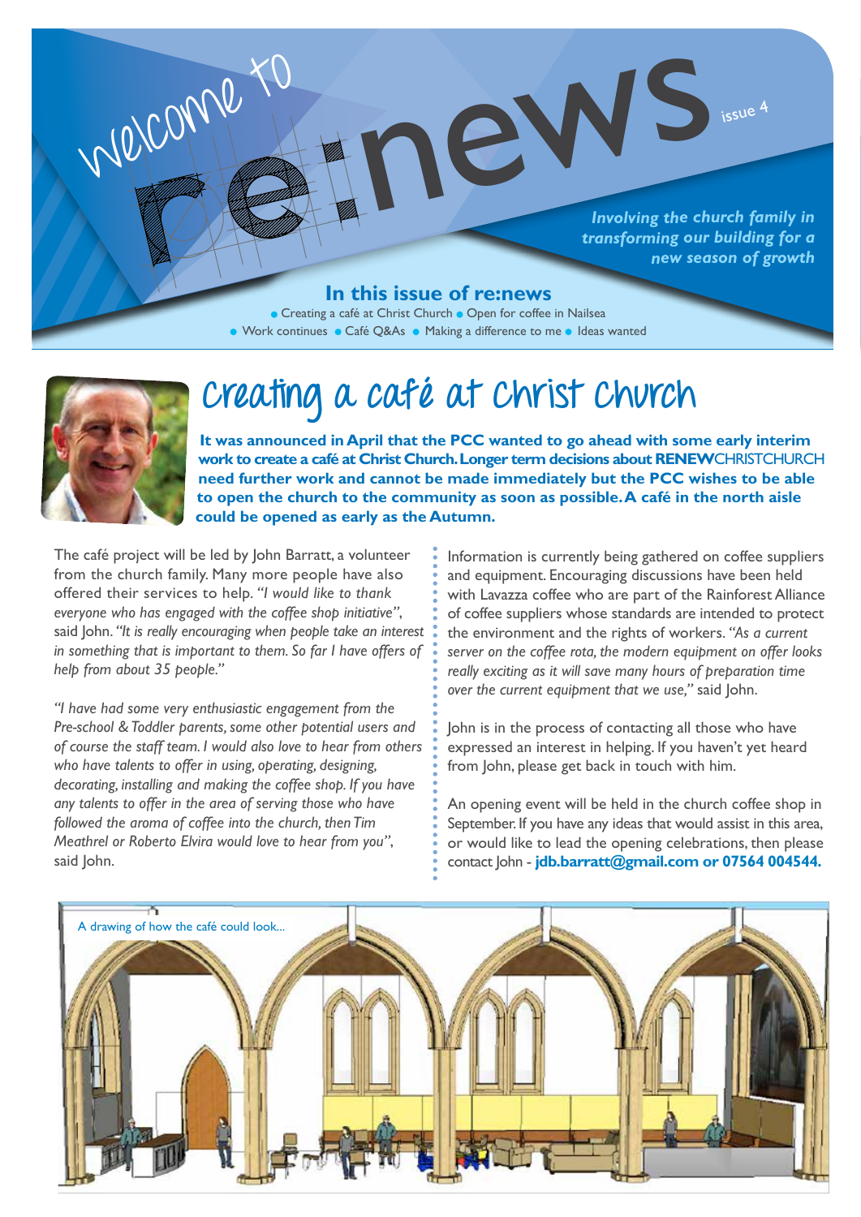# Welcome to re:news

issue 4

*Involving the church family in transforming our building for a new season of growth*

## In this issue of re:news

- Creating a café at Christ Church
- Open for coffee in Nailsea
- Work continues
- Café Q&As
- Making a difference to me
- Ideas wanted

## Creating a café at Christ Church

**It was announced in April that the PCC wanted to go ahead with some early interim work to create a café at Christ Church. Longer term decisions about RENEWCHRISTCHURCH need further work and cannot be made immediately but the PCC wishes to be able to open the church to the community as soon as possible. A café in the north aisle could be opened as early as the Autumn.**

The café project will be led by John Barratt, a volunteer from the church family. Many more people have also offered their services to help. *"I would like to thank everyone who has engaged with the coffee shop initiative"*, said John. *"It is really encouraging when people take an interest in something that is important to them. So far I have offers of help from about 35 people."*

*"I have had some very enthusiastic engagement from the Pre-school & Toddler parents, some other potential users and of course the staff team. I would also love to hear from others who have talents to offer in using, operating, designing, decorating, installing and making the coffee shop. If you have any talents to offer in the area of serving those who have followed the aroma of coffee into the church, then Tim Meathrel or Roberto Elvira would love to hear from you"*, said John.

Information is currently being gathered on coffee suppliers and equipment. Encouraging discussions have been held with Lavazza coffee who are part of the Rainforest Alliance of coffee suppliers whose standards are intended to protect the environment and the rights of workers. *"As a current server on the coffee rota, the modern equipment on offer looks really exciting as it will save many hours of preparation time over the current equipment that we use,"* said John.

John is in the process of contacting all those who have expressed an interest in helping. If you haven't yet heard from John, please get back in touch with him.

An opening event will be held in the church coffee shop in September. If you have any ideas that would assist in this area, or would like to lead the opening celebrations, then please contact John - **jdb.barratt@gmail.com or 07564 004544.**

A drawing of how the café could look...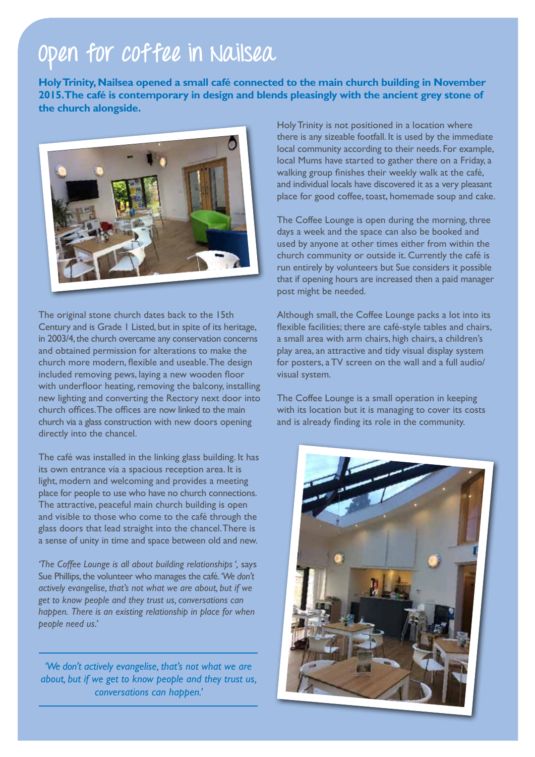# Open for coffee in Nailsea

**Holy Trinity, Nailsea opened a small café connected to the main church building in November 2015. The café is contemporary in design and blends pleasingly with the ancient grey stone of the church alongside.**

The original stone church dates back to the 15th Century and is Grade I Listed, but in spite of its heritage, in 2003/4, the church overcame any conservation concerns and obtained permission for alterations to make the church more modern, flexible and useable. The design included removing pews, laying a new wooden floor with underfloor heating, removing the balcony, installing new lighting and converting the Rectory next door into church offices. The offices are now linked to the main church via a glass construction with new doors opening directly into the chancel.

The café was installed in the linking glass building. It has its own entrance via a spacious reception area. It is light, modern and welcoming and provides a meeting place for people to use who have no church connections. The attractive, peaceful main church building is open and visible to those who come to the café through the glass doors that lead straight into the chancel. There is a sense of unity in time and space between old and new.

*'The Coffee Lounge is all about building relationships ',* says Sue Phillips, the volunteer who manages the café. *'We don't actively evangelise, that's not what we are about, but if we get to know people and they trust us, conversations can happen. There is an existing relationship in place for when people need us.'*

> *'We don't actively evangelise, that's not what we are about, but if we get to know people and they trust us, conversations can happen.'*

Holy Trinity is not positioned in a location where there is any sizeable footfall. It is used by the immediate local community according to their needs. For example, local Mums have started to gather there on a Friday, a walking group finishes their weekly walk at the café, and individual locals have discovered it as a very pleasant place for good coffee, toast, homemade soup and cake.

The Coffee Lounge is open during the morning, three days a week and the space can also be booked and used by anyone at other times either from within the church community or outside it. Currently the café is run entirely by volunteers but Sue considers it possible that if opening hours are increased then a paid manager post might be needed.

Although small, the Coffee Lounge packs a lot into its flexible facilities; there are café-style tables and chairs, a small area with arm chairs, high chairs, a children's play area, an attractive and tidy visual display system for posters, a TV screen on the wall and a full audio/visual system.

The Coffee Lounge is a small operation in keeping with its location but it is managing to cover its costs and is already finding its role in the community.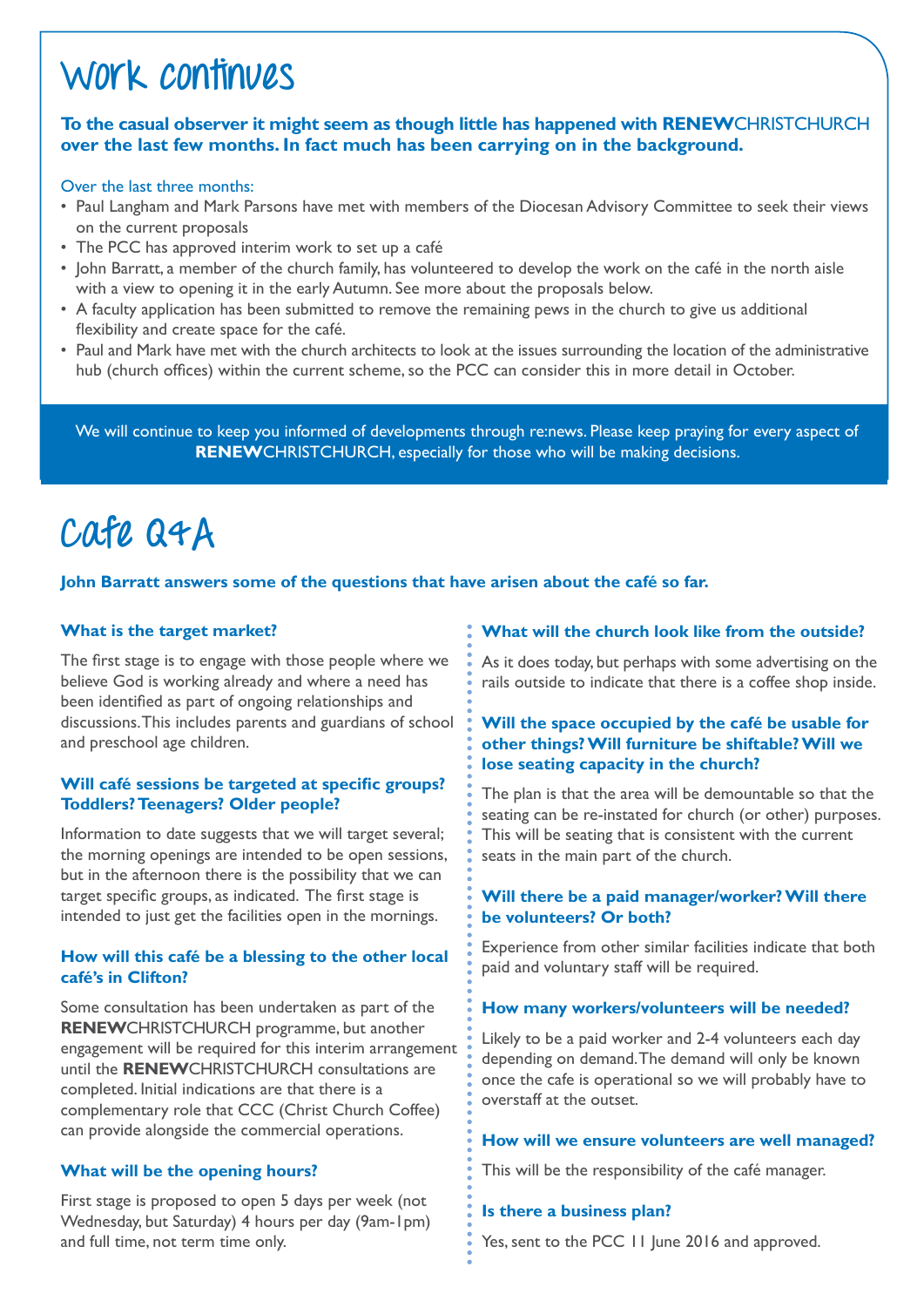# Work continues

**To the casual observer it might seem as though little has happened with RENEWCHRISTCHURCH over the last few months. In fact much has been carrying on in the background.**

Over the last three months:

- Paul Langham and Mark Parsons have met with members of the Diocesan Advisory Committee to seek their views on the current proposals
- The PCC has approved interim work to set up a café
- John Barratt, a member of the church family, has volunteered to develop the work on the café in the north aisle with a view to opening it in the early Autumn. See more about the proposals below.
- A faculty application has been submitted to remove the remaining pews in the church to give us additional flexibility and create space for the café.
- Paul and Mark have met with the church architects to look at the issues surrounding the location of the administrative hub (church offices) within the current scheme, so the PCC can consider this in more detail in October.

We will continue to keep you informed of developments through re:news. Please keep praying for every aspect of **RENEW**CHRISTCHURCH, especially for those who will be making decisions.

# Cafe Q&A

**John Barratt answers some of the questions that have arisen about the café so far.**

### What is the target market?

The first stage is to engage with those people where we believe God is working already and where a need has been identified as part of ongoing relationships and discussions. This includes parents and guardians of school and preschool age children.

### Will café sessions be targeted at specific groups? Toddlers? Teenagers? Older people?

Information to date suggests that we will target several; the morning openings are intended to be open sessions, but in the afternoon there is the possibility that we can target specific groups, as indicated. The first stage is intended to just get the facilities open in the mornings.

### How will this café be a blessing to the other local café's in Clifton?

Some consultation has been undertaken as part of the **RENEW**CHRISTCHURCH programme, but another engagement will be required for this interim arrangement until the **RENEW**CHRISTCHURCH consultations are completed. Initial indications are that there is a complementary role that CCC (Christ Church Coffee) can provide alongside the commercial operations.

### What will be the opening hours?

First stage is proposed to open 5 days per week (not Wednesday, but Saturday) 4 hours per day (9am-1pm) and full time, not term time only.

### What will the church look like from the outside?

As it does today, but perhaps with some advertising on the rails outside to indicate that there is a coffee shop inside.

### Will the space occupied by the café be usable for other things? Will furniture be shiftable? Will we lose seating capacity in the church?

The plan is that the area will be demountable so that the seating can be re-instated for church (or other) purposes. This will be seating that is consistent with the current seats in the main part of the church.

### Will there be a paid manager/worker? Will there be volunteers? Or both?

Experience from other similar facilities indicate that both paid and voluntary staff will be required.

### How many workers/volunteers will be needed?

Likely to be a paid worker and 2-4 volunteers each day depending on demand. The demand will only be known once the cafe is operational so we will probably have to overstaff at the outset.

### How will we ensure volunteers are well managed?

This will be the responsibility of the café manager.

### Is there a business plan?

Yes, sent to the PCC 11 June 2016 and approved.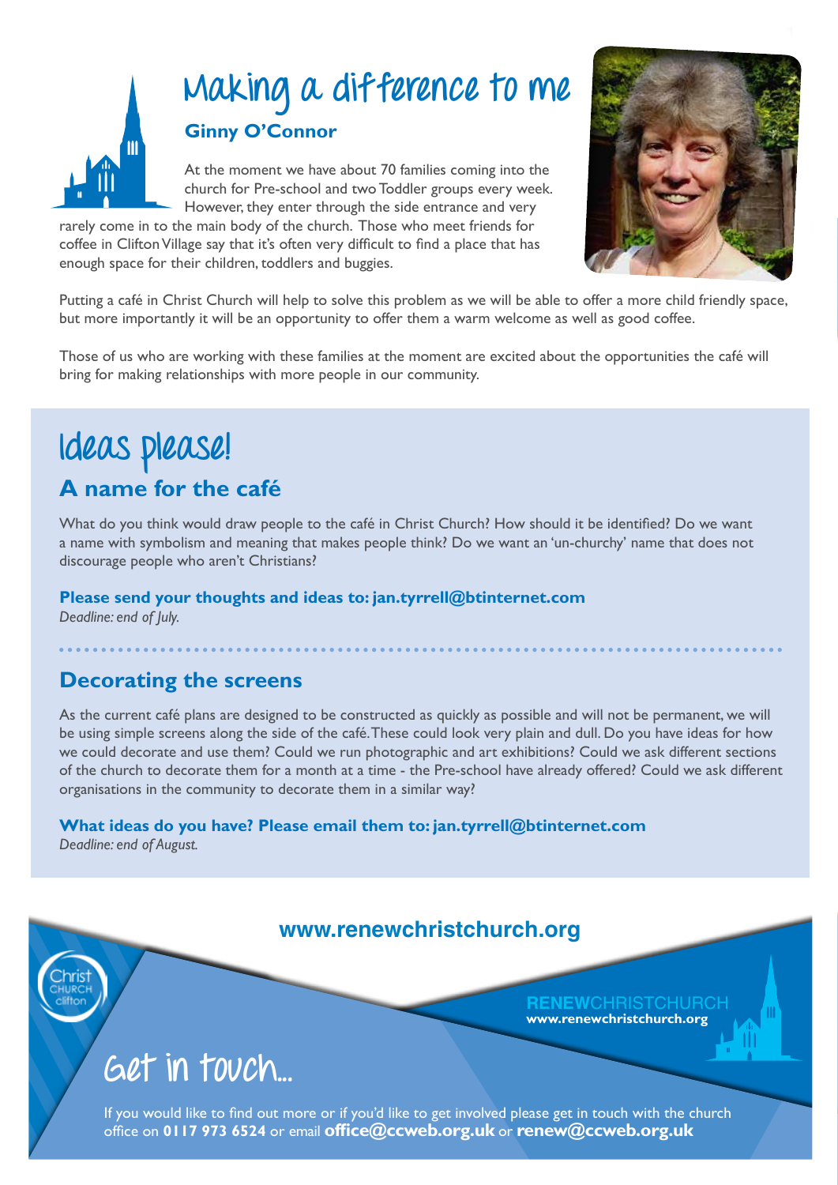# Making a difference to me

**Ginny O'Connor**

At the moment we have about 70 families coming into the church for Pre-school and two Toddler groups every week. However, they enter through the side entrance and very rarely come in to the main body of the church. Those who meet friends for coffee in Clifton Village say that it's often very difficult to find a place that has enough space for their children, toddlers and buggies.

Putting a café in Christ Church will help to solve this problem as we will be able to offer a more child friendly space, but more importantly it will be an opportunity to offer them a warm welcome as well as good coffee.

Those of us who are working with these families at the moment are excited about the opportunities the café will bring for making relationships with more people in our community.

# Ideas please!

## A name for the café

What do you think would draw people to the café in Christ Church? How should it be identified? Do we want a name with symbolism and meaning that makes people think? Do we want an 'un-churchy' name that does not discourage people who aren't Christians?

**Please send your thoughts and ideas to: jan.tyrrell@btinternet.com**

*Deadline: end of July.*

## Decorating the screens

As the current café plans are designed to be constructed as quickly as possible and will not be permanent, we will be using simple screens along the side of the café. These could look very plain and dull. Do you have ideas for how we could decorate and use them? Could we run photographic and art exhibitions? Could we ask different sections of the church to decorate them for a month at a time - the Pre-school have already offered? Could we ask different organisations in the community to decorate them in a similar way?

**What ideas do you have? Please email them to: jan.tyrrell@btinternet.com**

*Deadline: end of August.*

**www.renewchristchurch.org**

Christ CHURCH clifton

RENEWCHRISTCHURCH
www.renewchristchurch.org

# Get in touch...

If you would like to find out more or if you'd like to get involved please get in touch with the church office on **0117 973 6524** or email **office@ccweb.org.uk** or **renew@ccweb.org.uk**